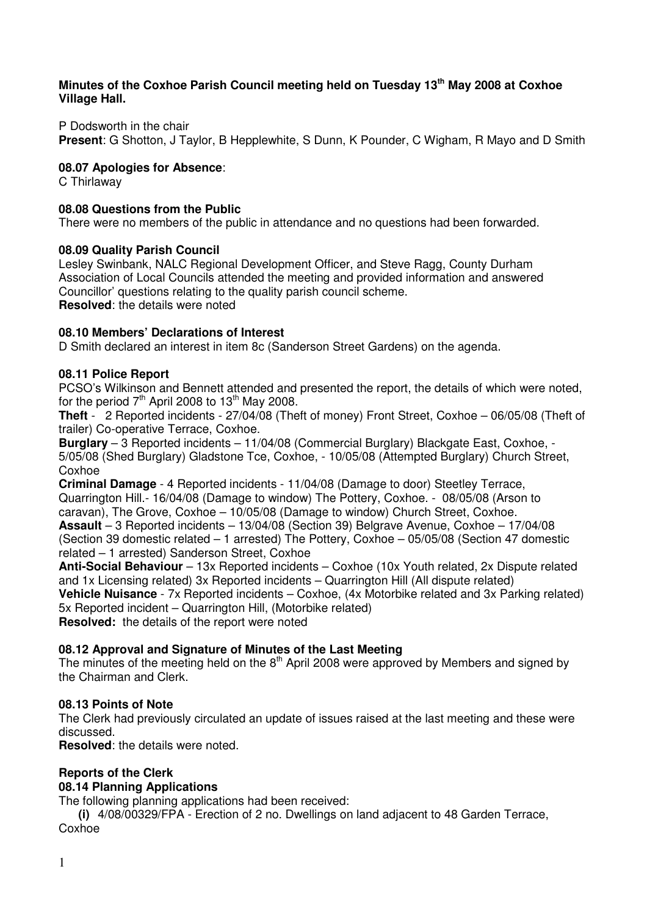**Minutes of the Coxhoe Parish Council meeting held on Tuesday 13th May 2008 at Coxhoe Village Hall.**

P Dodsworth in the chair
**Present**: G Shotton, J Taylor, B Hepplewhite, S Dunn, K Pounder, C Wigham, R Mayo and D Smith

**08.07 Apologies for Absence**:
C Thirlaway

**08.08 Questions from the Public**
There were no members of the public in attendance and no questions had been forwarded.

**08.09 Quality Parish Council**
Lesley Swinbank, NALC Regional Development Officer, and Steve Ragg, County Durham Association of Local Councils attended the meeting and provided information and answered Councillor' questions relating to the quality parish council scheme.
**Resolved**: the details were noted

**08.10 Members' Declarations of Interest**
D Smith declared an interest in item 8c (Sanderson Street Gardens) on the agenda.

**08.11 Police Report**
PCSO's Wilkinson and Bennett attended and presented the report, the details of which were noted, for the period 7th April 2008 to 13th May 2008.
**Theft** - 2 Reported incidents - 27/04/08 (Theft of money) Front Street, Coxhoe – 06/05/08 (Theft of trailer) Co-operative Terrace, Coxhoe.
**Burglary** – 3 Reported incidents – 11/04/08 (Commercial Burglary) Blackgate East, Coxhoe, - 5/05/08 (Shed Burglary) Gladstone Tce, Coxhoe, - 10/05/08 (Attempted Burglary) Church Street, Coxhoe
**Criminal Damage** - 4 Reported incidents - 11/04/08 (Damage to door) Steetley Terrace, Quarrington Hill.- 16/04/08 (Damage to window) The Pottery, Coxhoe. - 08/05/08 (Arson to caravan), The Grove, Coxhoe – 10/05/08 (Damage to window) Church Street, Coxhoe.
**Assault** – 3 Reported incidents – 13/04/08 (Section 39) Belgrave Avenue, Coxhoe – 17/04/08 (Section 39 domestic related – 1 arrested) The Pottery, Coxhoe – 05/05/08 (Section 47 domestic related – 1 arrested) Sanderson Street, Coxhoe
**Anti-Social Behaviour** – 13x Reported incidents – Coxhoe (10x Youth related, 2x Dispute related and 1x Licensing related) 3x Reported incidents – Quarrington Hill (All dispute related)
**Vehicle Nuisance** - 7x Reported incidents – Coxhoe, (4x Motorbike related and 3x Parking related) 5x Reported incident – Quarrington Hill, (Motorbike related)
**Resolved:** the details of the report were noted

**08.12 Approval and Signature of Minutes of the Last Meeting**
The minutes of the meeting held on the 8th April 2008 were approved by Members and signed by the Chairman and Clerk.

**08.13 Points of Note**
The Clerk had previously circulated an update of issues raised at the last meeting and these were discussed.
**Resolved**: the details were noted.

**Reports of the Clerk**
**08.14 Planning Applications**
The following planning applications had been received:

**(i)** 4/08/00329/FPA - Erection of 2 no. Dwellings on land adjacent to 48 Garden Terrace, Coxhoe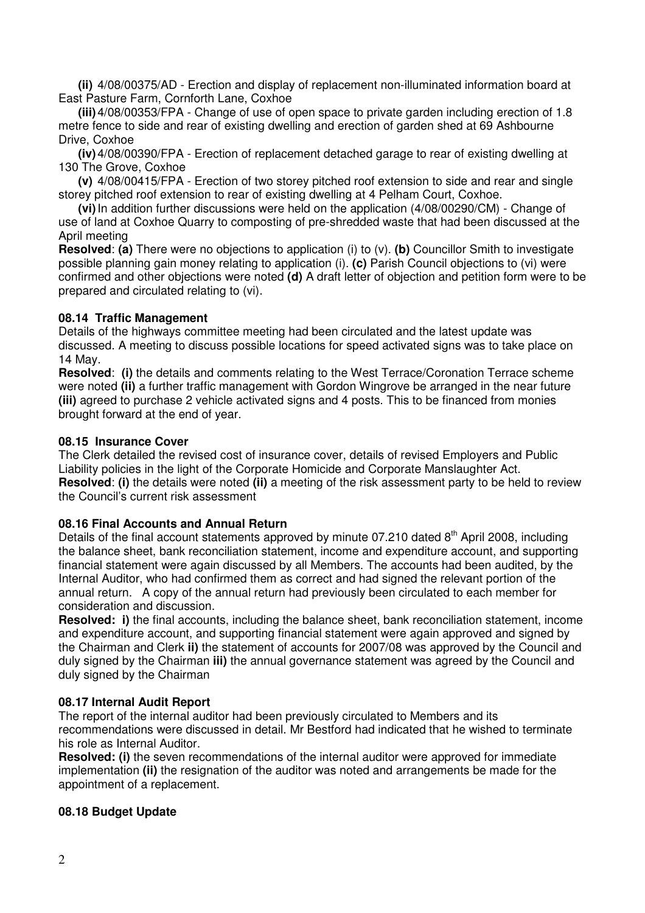**(ii)** 4/08/00375/AD - Erection and display of replacement non-illuminated information board at East Pasture Farm, Cornforth Lane, Coxhoe

**(iii)** 4/08/00353/FPA - Change of use of open space to private garden including erection of 1.8 metre fence to side and rear of existing dwelling and erection of garden shed at 69 Ashbourne Drive, Coxhoe

**(iv)** 4/08/00390/FPA - Erection of replacement detached garage to rear of existing dwelling at 130 The Grove, Coxhoe

**(v)** 4/08/00415/FPA - Erection of two storey pitched roof extension to side and rear and single storey pitched roof extension to rear of existing dwelling at 4 Pelham Court, Coxhoe.

**(vi)** In addition further discussions were held on the application (4/08/00290/CM) - Change of use of land at Coxhoe Quarry to composting of pre-shredded waste that had been discussed at the April meeting

**Resolved**: **(a)** There were no objections to application (i) to (v). **(b)** Councillor Smith to investigate possible planning gain money relating to application (i). **(c)** Parish Council objections to (vi) were confirmed and other objections were noted **(d)** A draft letter of objection and petition form were to be prepared and circulated relating to (vi).

### 08.14 Traffic Management

Details of the highways committee meeting had been circulated and the latest update was discussed. A meeting to discuss possible locations for speed activated signs was to take place on 14 May.

**Resolved**: **(i)** the details and comments relating to the West Terrace/Coronation Terrace scheme were noted **(ii)** a further traffic management with Gordon Wingrove be arranged in the near future **(iii)** agreed to purchase 2 vehicle activated signs and 4 posts. This to be financed from monies brought forward at the end of year.

### 08.15 Insurance Cover

The Clerk detailed the revised cost of insurance cover, details of revised Employers and Public Liability policies in the light of the Corporate Homicide and Corporate Manslaughter Act.

**Resolved**: **(i)** the details were noted **(ii)** a meeting of the risk assessment party to be held to review the Council's current risk assessment

### 08.16 Final Accounts and Annual Return

Details of the final account statements approved by minute 07.210 dated 8th April 2008, including the balance sheet, bank reconciliation statement, income and expenditure account, and supporting financial statement were again discussed by all Members. The accounts had been audited, by the Internal Auditor, who had confirmed them as correct and had signed the relevant portion of the annual return. A copy of the annual return had previously been circulated to each member for consideration and discussion.

**Resolved: i)** the final accounts, including the balance sheet, bank reconciliation statement, income and expenditure account, and supporting financial statement were again approved and signed by the Chairman and Clerk **ii)** the statement of accounts for 2007/08 was approved by the Council and duly signed by the Chairman **iii)** the annual governance statement was agreed by the Council and duly signed by the Chairman

### 08.17 Internal Audit Report

The report of the internal auditor had been previously circulated to Members and its recommendations were discussed in detail. Mr Bestford had indicated that he wished to terminate his role as Internal Auditor.

**Resolved: (i)** the seven recommendations of the internal auditor were approved for immediate implementation **(ii)** the resignation of the auditor was noted and arrangements be made for the appointment of a replacement.

### 08.18 Budget Update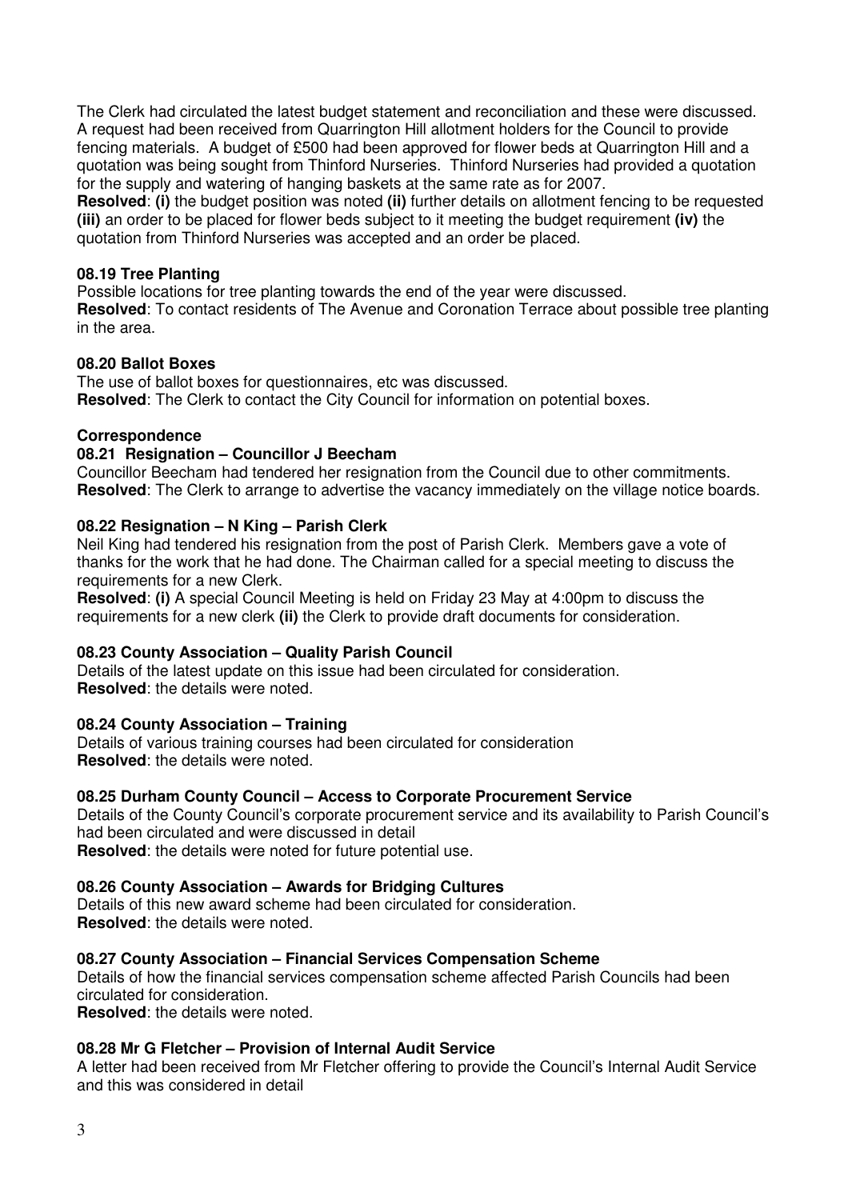The Clerk had circulated the latest budget statement and reconciliation and these were discussed. A request had been received from Quarrington Hill allotment holders for the Council to provide fencing materials. A budget of £500 had been approved for flower beds at Quarrington Hill and a quotation was being sought from Thinford Nurseries. Thinford Nurseries had provided a quotation for the supply and watering of hanging baskets at the same rate as for 2007.

**Resolved**: **(i)** the budget position was noted **(ii)** further details on allotment fencing to be requested **(iii)** an order to be placed for flower beds subject to it meeting the budget requirement **(iv)** the quotation from Thinford Nurseries was accepted and an order be placed.

**08.19 Tree Planting**

Possible locations for tree planting towards the end of the year were discussed.
**Resolved**: To contact residents of The Avenue and Coronation Terrace about possible tree planting in the area.

**08.20 Ballot Boxes**

The use of ballot boxes for questionnaires, etc was discussed.
**Resolved**: The Clerk to contact the City Council for information on potential boxes.

**Correspondence**

**08.21 Resignation – Councillor J Beecham**

Councillor Beecham had tendered her resignation from the Council due to other commitments.
**Resolved**: The Clerk to arrange to advertise the vacancy immediately on the village notice boards.

**08.22 Resignation – N King – Parish Clerk**

Neil King had tendered his resignation from the post of Parish Clerk. Members gave a vote of thanks for the work that he had done. The Chairman called for a special meeting to discuss the requirements for a new Clerk.
**Resolved**: **(i)** A special Council Meeting is held on Friday 23 May at 4:00pm to discuss the requirements for a new clerk **(ii)** the Clerk to provide draft documents for consideration.

**08.23 County Association – Quality Parish Council**

Details of the latest update on this issue had been circulated for consideration.
**Resolved**: the details were noted.

**08.24 County Association – Training**

Details of various training courses had been circulated for consideration
**Resolved**: the details were noted.

**08.25 Durham County Council – Access to Corporate Procurement Service**

Details of the County Council's corporate procurement service and its availability to Parish Council's had been circulated and were discussed in detail
**Resolved**: the details were noted for future potential use.

**08.26 County Association – Awards for Bridging Cultures**

Details of this new award scheme had been circulated for consideration.
**Resolved**: the details were noted.

**08.27 County Association – Financial Services Compensation Scheme**

Details of how the financial services compensation scheme affected Parish Councils had been circulated for consideration.
**Resolved**: the details were noted.

**08.28 Mr G Fletcher – Provision of Internal Audit Service**

A letter had been received from Mr Fletcher offering to provide the Council's Internal Audit Service and this was considered in detail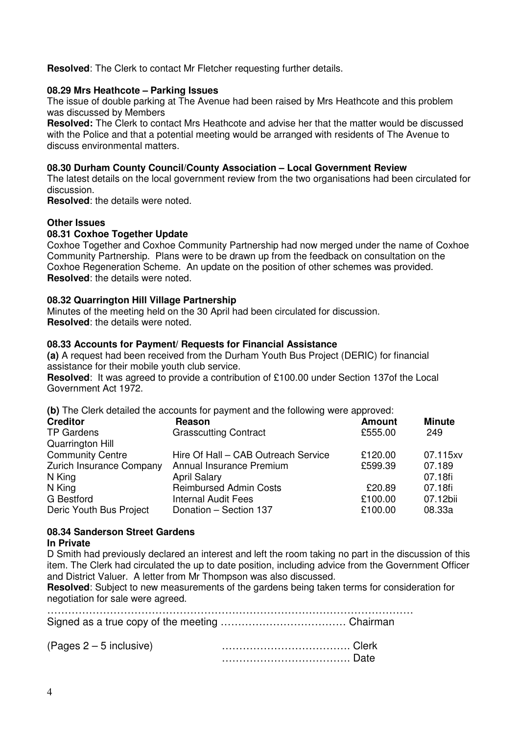**Resolved**: The Clerk to contact Mr Fletcher requesting further details.

### 08.29 Mrs Heathcote – Parking Issues

The issue of double parking at The Avenue had been raised by Mrs Heathcote and this problem was discussed by Members

**Resolved:** The Clerk to contact Mrs Heathcote and advise her that the matter would be discussed with the Police and that a potential meeting would be arranged with residents of The Avenue to discuss environmental matters.

### 08.30 Durham County Council/County Association – Local Government Review

The latest details on the local government review from the two organisations had been circulated for discussion.

**Resolved**: the details were noted.

### Other Issues

### 08.31 Coxhoe Together Update

Coxhoe Together and Coxhoe Community Partnership had now merged under the name of Coxhoe Community Partnership. Plans were to be drawn up from the feedback on consultation on the Coxhoe Regeneration Scheme. An update on the position of other schemes was provided.

**Resolved**: the details were noted.

### 08.32 Quarrington Hill Village Partnership

Minutes of the meeting held on the 30 April had been circulated for discussion.

**Resolved**: the details were noted.

### 08.33 Accounts for Payment/ Requests for Financial Assistance

**(a)** A request had been received from the Durham Youth Bus Project (DERIC) for financial assistance for their mobile youth club service.

**Resolved**: It was agreed to provide a contribution of £100.00 under Section 137of the Local Government Act 1972.

**(b)** The Clerk detailed the accounts for payment and the following were approved:

| Creditor | Reason | Amount | Minute |
|---|---|---|---|
| TP Gardens | Grasscutting Contract | £555.00 | 249 |
| Quarrington Hill Community Centre | Hire Of Hall – CAB Outreach Service | £120.00 | 07.115xv |
| Zurich Insurance Company | Annual Insurance Premium | £599.39 | 07.189 |
| N King | April Salary | | 07.18fi |
| N King | Reimbursed Admin Costs | £20.89 | 07.18fi |
| G Bestford | Internal Audit Fees | £100.00 | 07.12bii |
| Deric Youth Bus Project | Donation – Section 137 | £100.00 | 08.33a |

### 08.34 Sanderson Street Gardens

**In Private**

D Smith had previously declared an interest and left the room taking no part in the discussion of this item. The Clerk had circulated the up to date position, including advice from the Government Officer and District Valuer. A letter from Mr Thompson was also discussed.

**Resolved**: Subject to new measurements of the gardens being taken terms for consideration for negotiation for sale were agreed.

…………………………………………………………………………………………

Signed as a true copy of the meeting ……………………………… Chairman

(Pages 2 – 5 inclusive) ……………………………… Clerk

……………………………… Date